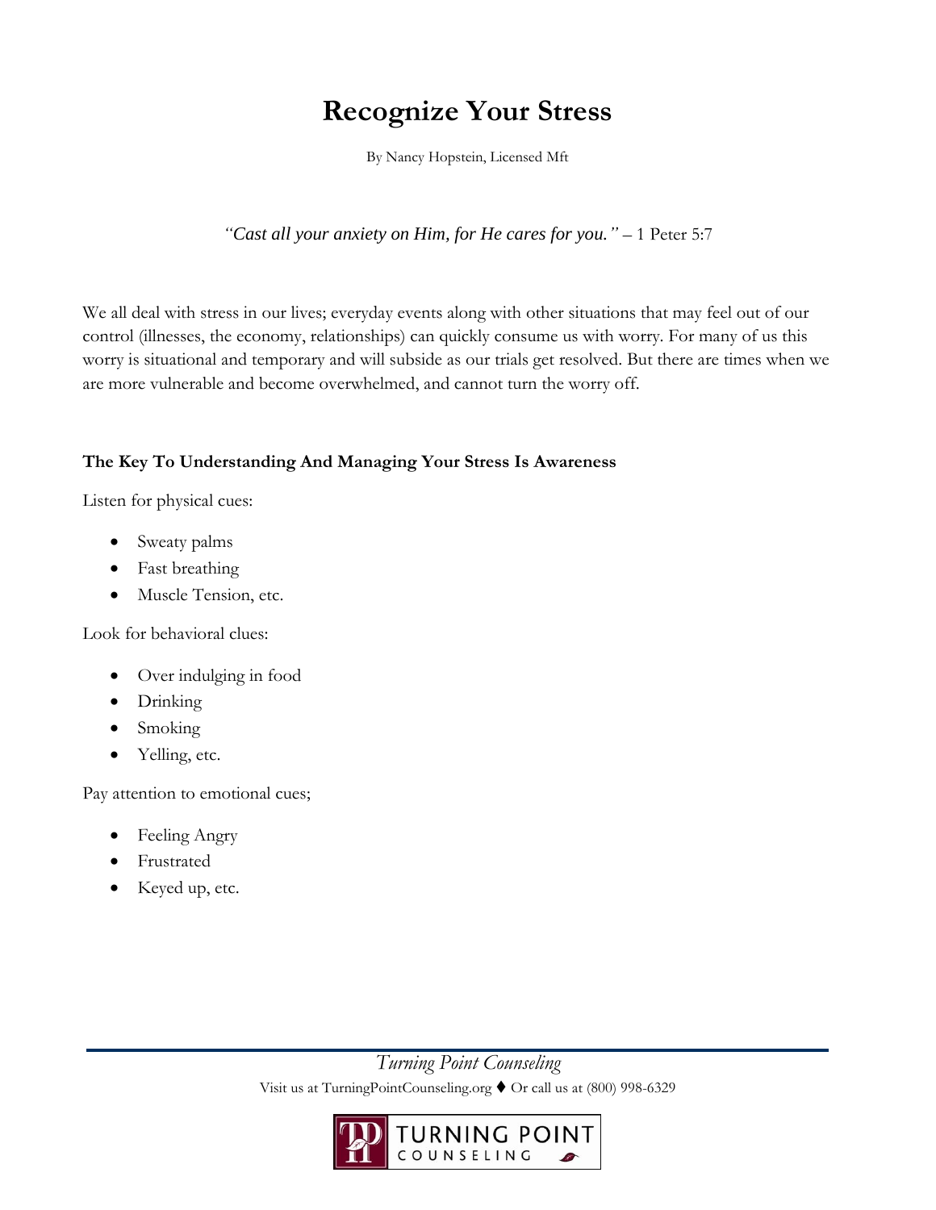# Recognize Your Stress

By Nancy Hopstein, Licensed Mft

*"Cast all your anxiety on Him, for He cares for you."* – 1 Peter 5:7

We all deal with stress in our lives; everyday events along with other situations that may feel out of our control (illnesses, the economy, relationships) can quickly consume us with worry. For many of us this worry is situational and temporary and will subside as our trials get resolved. But there are times when we are more vulnerable and become overwhelmed, and cannot turn the worry off.

## The Key To Understanding And Managing Your Stress Is Awareness

Listen for physical cues:

- Sweaty palms
- Fast breathing
- Muscle Tension, etc.

Look for behavioral clues:

- Over indulging in food
- Drinking
- Smoking
- Yelling, etc.

Pay attention to emotional cues;

- Feeling Angry
- Frustrated
- Keyed up, etc.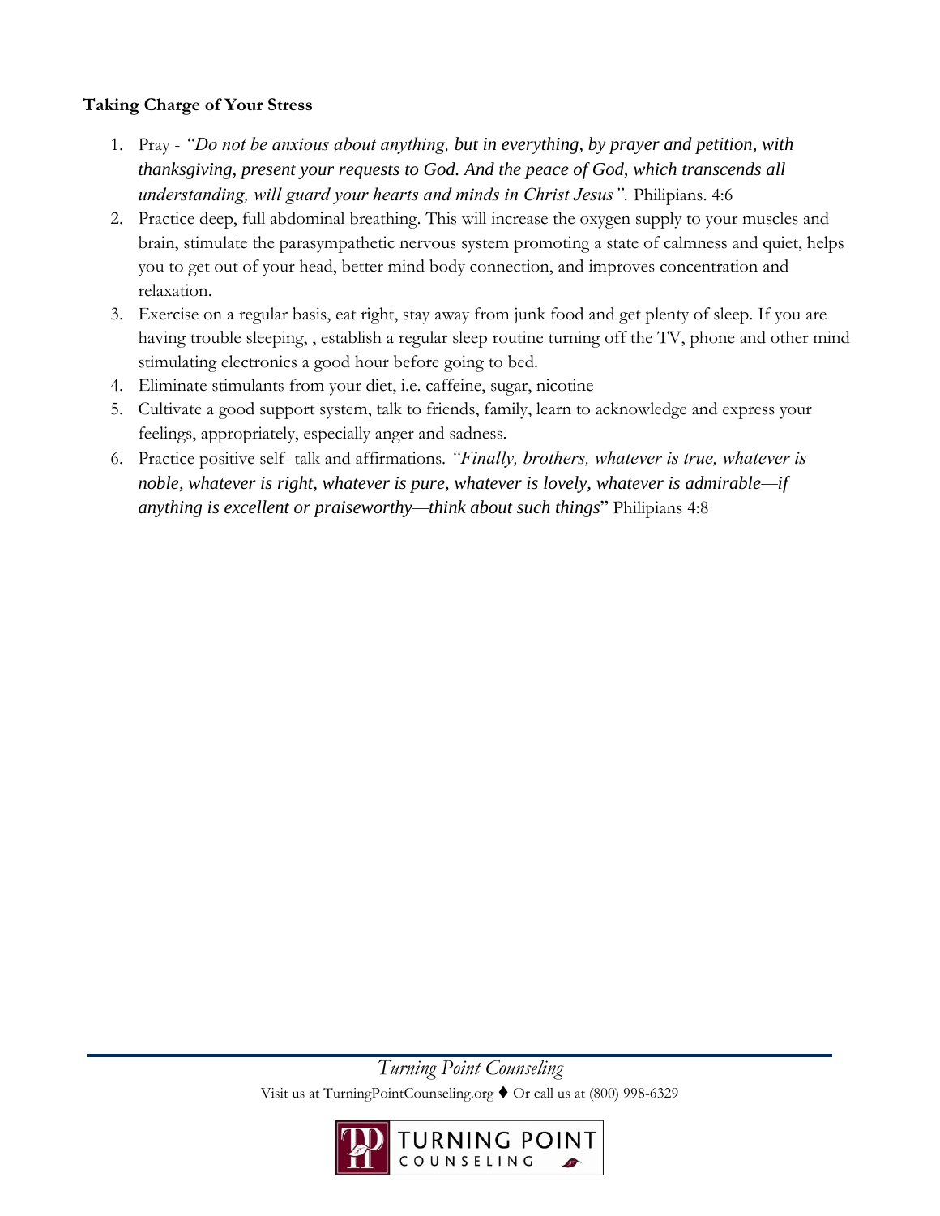**Taking Charge of Your Stress**

1. Pray - *"Do not be anxious about anything, but in everything, by prayer and petition, with thanksgiving, present your requests to God. And the peace of God, which transcends all understanding, will guard your hearts and minds in Christ Jesus".* Philipians. 4:6
2. Practice deep, full abdominal breathing. This will increase the oxygen supply to your muscles and brain, stimulate the parasympathetic nervous system promoting a state of calmness and quiet, helps you to get out of your head, better mind body connection, and improves concentration and relaxation.
3. Exercise on a regular basis, eat right, stay away from junk food and get plenty of sleep. If you are having trouble sleeping, , establish a regular sleep routine turning off the TV, phone and other mind stimulating electronics a good hour before going to bed.
4. Eliminate stimulants from your diet, i.e. caffeine, sugar, nicotine
5. Cultivate a good support system, talk to friends, family, learn to acknowledge and express your feelings, appropriately, especially anger and sadness.
6. Practice positive self- talk and affirmations. *"Finally, brothers, whatever is true, whatever is noble, whatever is right, whatever is pure, whatever is lovely, whatever is admirable—if anything is excellent or praiseworthy—think about such things*" Philipians 4:8

*Turning Point Counseling*

Visit us at TurningPointCounseling.org ♦ Or call us at (800) 998-6329

TURNING POINT COUNSELING